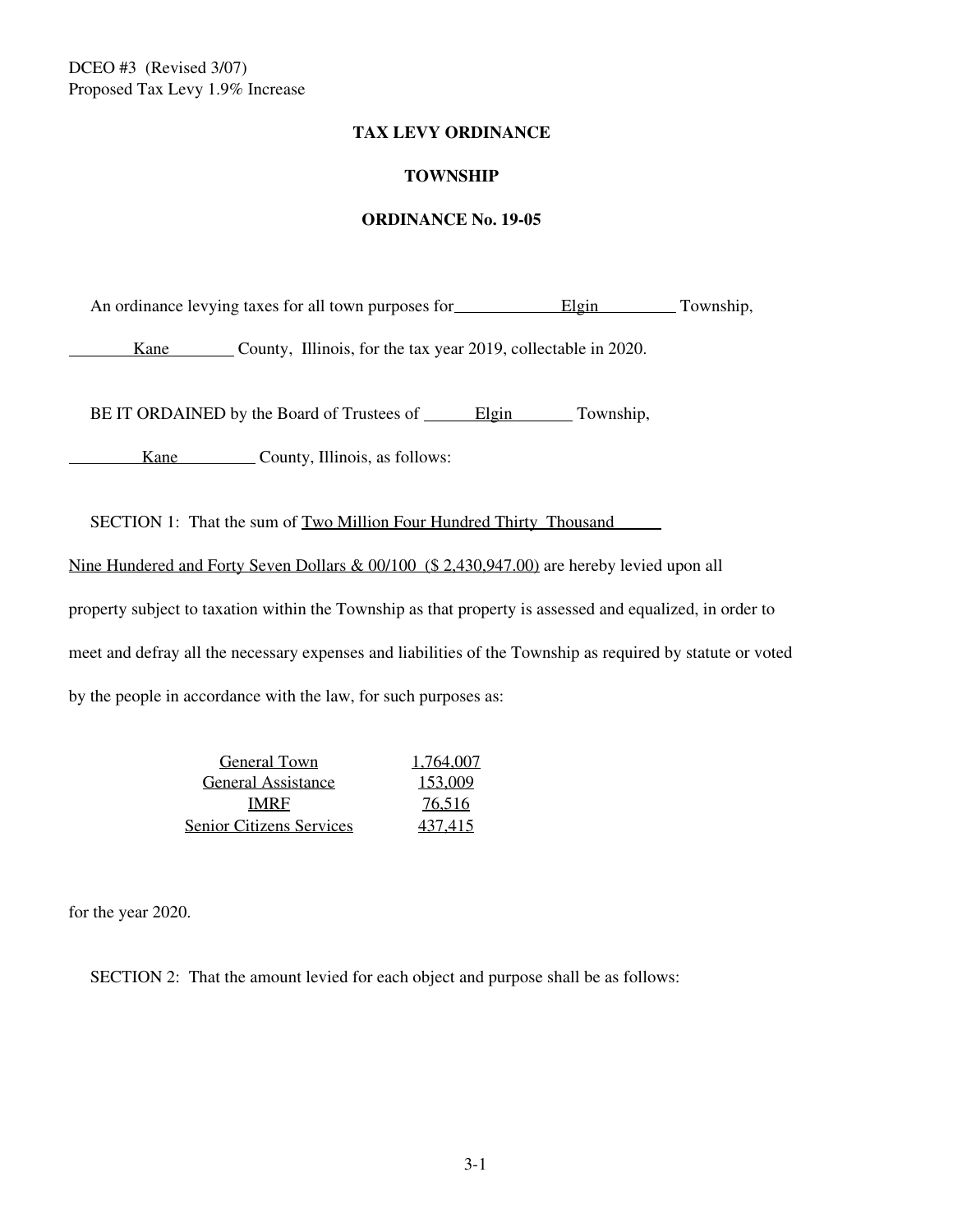DCEO #3 (Revised 3/07)
Proposed Tax Levy 1.9% Increase

**TAX LEVY ORDINANCE**

**TOWNSHIP**

**ORDINANCE No. 19-05**

An ordinance levying taxes for all town purposes for Elgin Township, Kane County, Illinois, for the tax year 2019, collectable in 2020.

BE IT ORDAINED by the Board of Trustees of Elgin Township, Kane County, Illinois, as follows:

SECTION 1: That the sum of Two Million Four Hundred Thirty Thousand Nine Hundered and Forty Seven Dollars & 00/100 ($ 2,430,947.00) are hereby levied upon all property subject to taxation within the Township as that property is assessed and equalized, in order to meet and defray all the necessary expenses and liabilities of the Township as required by statute or voted by the people in accordance with the law, for such purposes as:

| | |
|---|---|
| General Town | 1,764,007 |
| General Assistance | 153,009 |
| IMRF | 76,516 |
| Senior Citizens Services | 437,415 |

for the year 2020.

SECTION 2: That the amount levied for each object and purpose shall be as follows: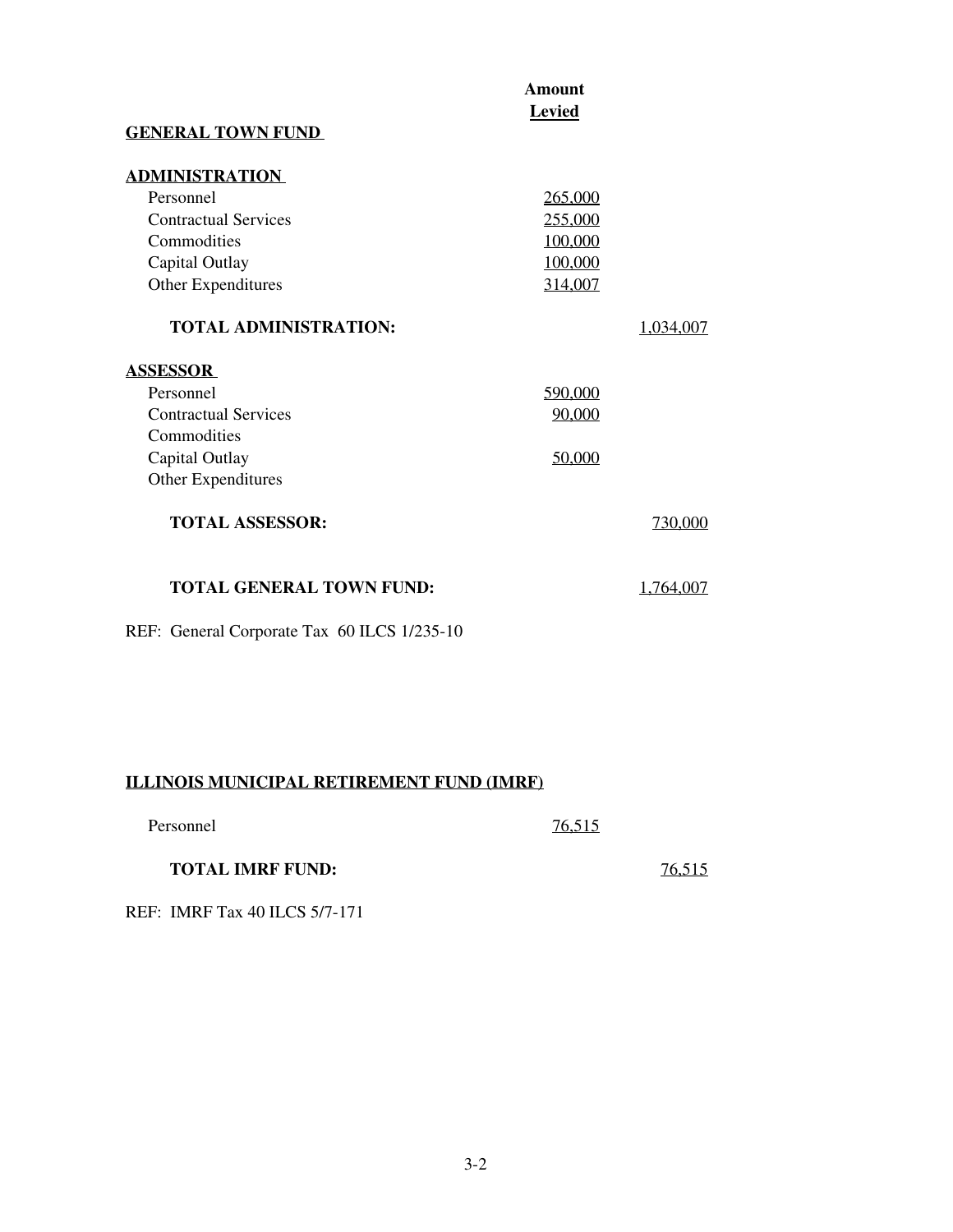| | Amount Levied | |
|---|---|---|
| **GENERAL TOWN FUND** | | |
| | | |
| **ADMINISTRATION** | | |
| Personnel | 265,000 | |
| Contractual Services | 255,000 | |
| Commodities | 100,000 | |
| Capital Outlay | 100,000 | |
| Other Expenditures | 314,007 | |
| **TOTAL ADMINISTRATION:** | | 1,034,007 |
| | | |
| **ASSESSOR** | | |
| Personnel | 590,000 | |
| Contractual Services | 90,000 | |
| Commodities | | |
| Capital Outlay | 50,000 | |
| Other Expenditures | | |
| **TOTAL ASSESSOR:** | | 730,000 |
| | | |
| **TOTAL GENERAL TOWN FUND:** | | 1,764,007 |

REF: General Corporate Tax 60 ILCS 1/235-10

**ILLINOIS MUNICIPAL RETIREMENT FUND (IMRF)**

| | | |
|---|---|---|
| Personnel | 76,515 | |
| **TOTAL IMRF FUND:** | | 76,515 |

REF: IMRF Tax 40 ILCS 5/7-171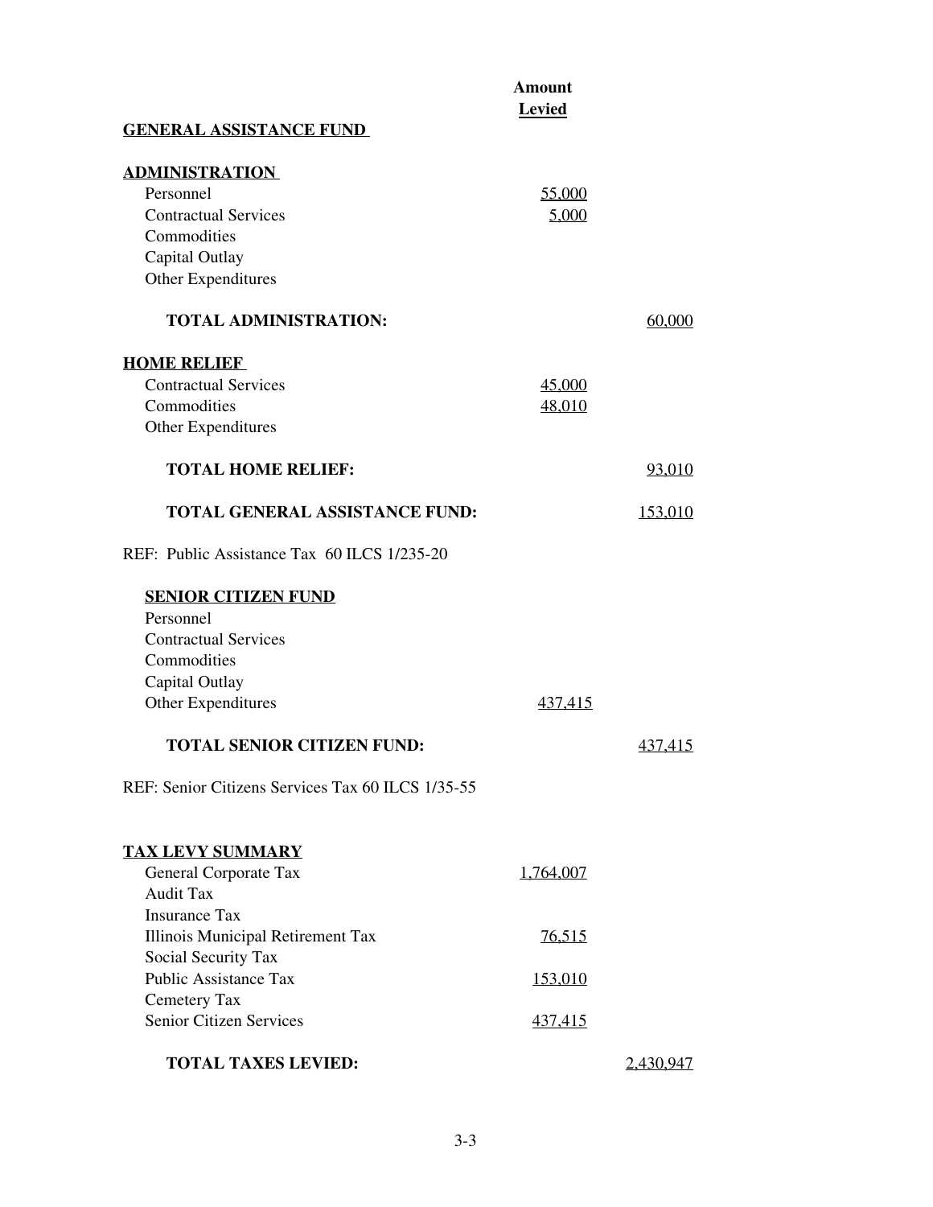| | Amount Levied | |
|---|---|---|
| **GENERAL ASSISTANCE FUND** | | |
| | | |
| **ADMINISTRATION** | | |
| Personnel | 55,000 | |
| Contractual Services | 5,000 | |
| Commodities | | |
| Capital Outlay | | |
| Other Expenditures | | |
| **TOTAL ADMINISTRATION:** | | 60,000 |
| | | |
| **HOME RELIEF** | | |
| Contractual Services | 45,000 | |
| Commodities | 48,010 | |
| Other Expenditures | | |
| **TOTAL HOME RELIEF:** | | 93,010 |
| **TOTAL GENERAL ASSISTANCE FUND:** | | 153,010 |

REF: Public Assistance Tax 60 ILCS 1/235-20

| | | |
|---|---|---|
| **SENIOR CITIZEN FUND** | | |
| Personnel | | |
| Contractual Services | | |
| Commodities | | |
| Capital Outlay | | |
| Other Expenditures | 437,415 | |
| **TOTAL SENIOR CITIZEN FUND:** | | 437,415 |

REF: Senior Citizens Services Tax 60 ILCS 1/35-55

| | | |
|---|---|---|
| **TAX LEVY SUMMARY** | | |
| General Corporate Tax | 1,764,007 | |
| Audit Tax | | |
| Insurance Tax | | |
| Illinois Municipal Retirement Tax | 76,515 | |
| Social Security Tax | | |
| Public Assistance Tax | 153,010 | |
| Cemetery Tax | | |
| Senior Citizen Services | 437,415 | |
| **TOTAL TAXES LEVIED:** | | 2,430,947 |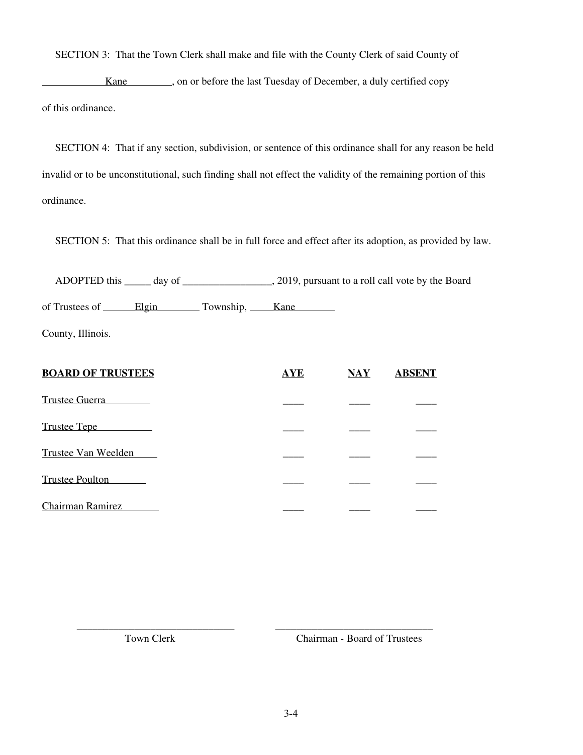SECTION 3: That the Town Clerk shall make and file with the County Clerk of said County of ____Kane____, on or before the last Tuesday of December, a duly certified copy of this ordinance.

SECTION 4: That if any section, subdivision, or sentence of this ordinance shall for any reason be held invalid or to be unconstitutional, such finding shall not effect the validity of the remaining portion of this ordinance.

SECTION 5: That this ordinance shall be in full force and effect after its adoption, as provided by law.

ADOPTED this _____ day of _________________, 2019, pursuant to a roll call vote by the Board of Trustees of ____Elgin____ Township, ____Kane____ County, Illinois.

| **BOARD OF TRUSTEES** | **AYE** | **NAY** | **ABSENT** |
|---|---|---|---|
| Trustee Guerra | ____ | ____ | ____ |
| Trustee Tepe | ____ | ____ | ____ |
| Trustee Van Weelden | ____ | ____ | ____ |
| Trustee Poulton | ____ | ____ | ____ |
| Chairman Ramirez | ____ | ____ | ____ |

______________________________ Town Clerk

______________________________ Chairman - Board of Trustees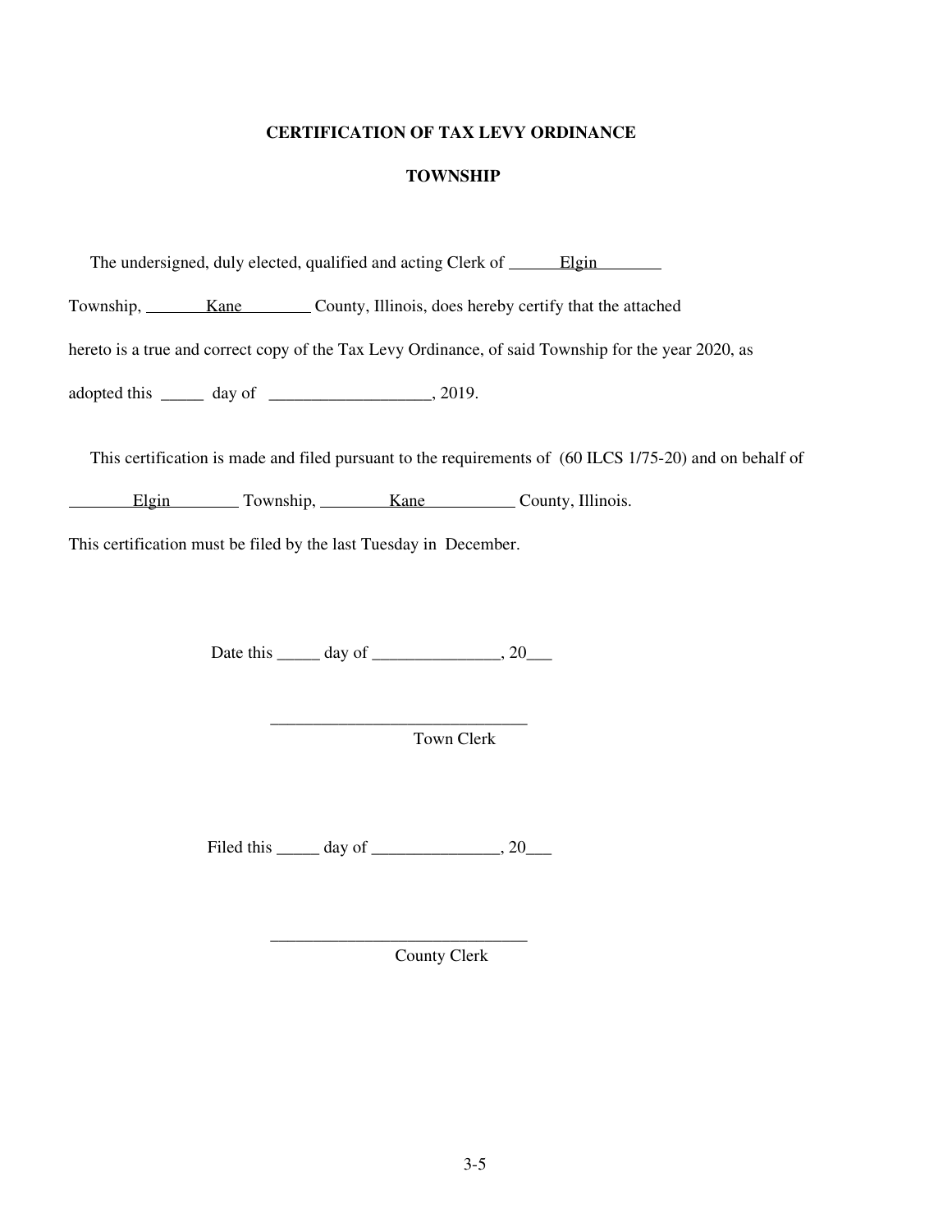**CERTIFICATION OF TAX LEVY ORDINANCE**

**TOWNSHIP**

The undersigned, duly elected, qualified and acting Clerk of ______Elgin________ Township, _______Kane________ County, Illinois, does hereby certify that the attached hereto is a true and correct copy of the Tax Levy Ordinance, of said Township for the year 2020, as adopted this _____ day of ___________________, 2019.

This certification is made and filed pursuant to the requirements of (60 ILCS 1/75-20) and on behalf of _______Elgin________ Township, ________Kane__________ County, Illinois. This certification must be filed by the last Tuesday in December.

Date this _____ day of _______________, 20___

______________________________
Town Clerk

Filed this _____ day of _______________, 20___

______________________________
County Clerk